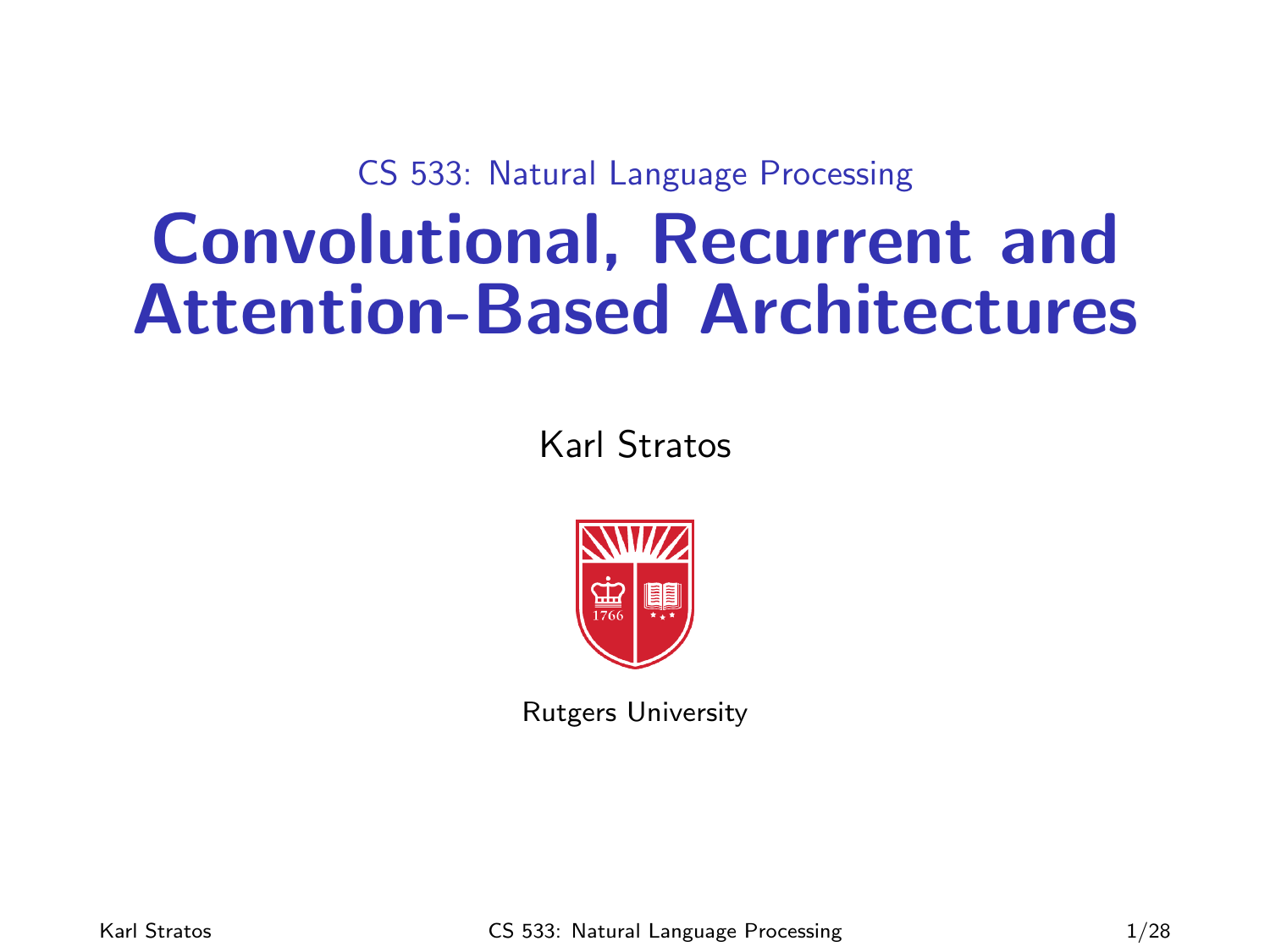CS 533: Natural Language Processing

# Convolutional, Recurrent and Attention-Based Architectures

Karl Stratos

Rutgers University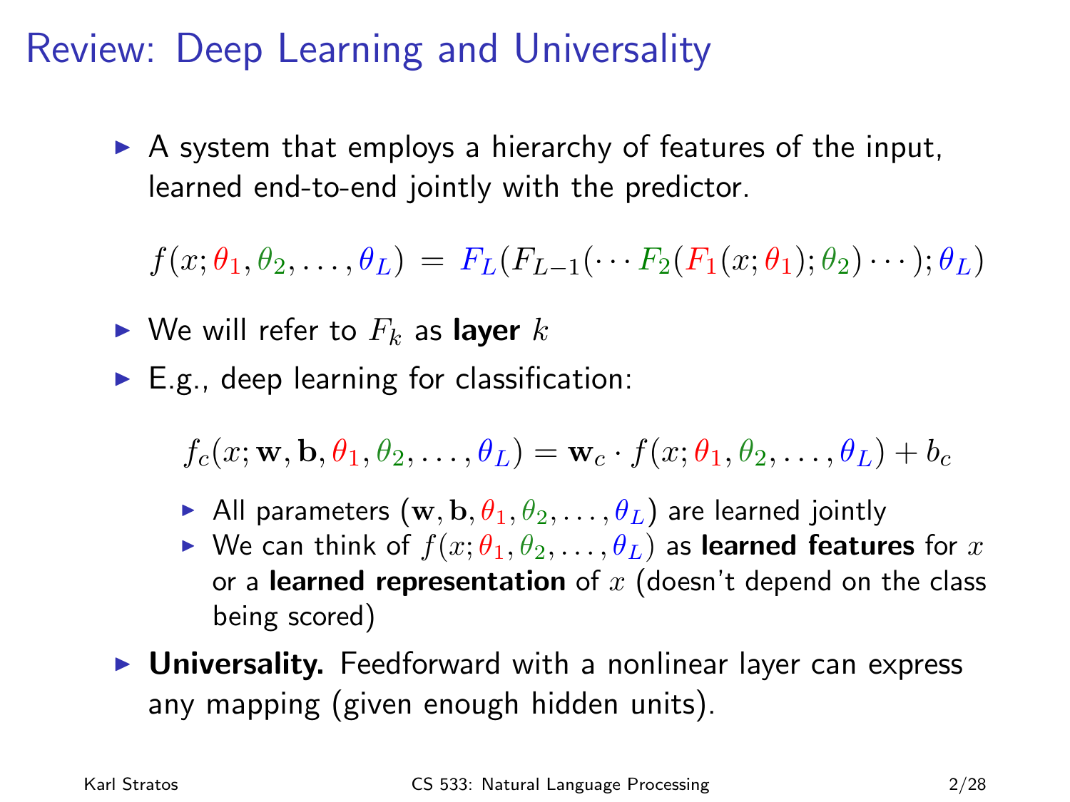# Review: Deep Learning and Universality

- A system that employs a hierarchy of features of the input, learned end-to-end jointly with the predictor.

$$f(x; \theta_1, \theta_2, \ldots, \theta_L) = F_L(F_{L-1}(\cdots F_2(F_1(x; \theta_1); \theta_2) \cdots); \theta_L)$$

- We will refer to $F_k$ as **layer** $k$
- E.g., deep learning for classification:

$$f_c(x; \mathbf{w}, \mathbf{b}, \theta_1, \theta_2, \ldots, \theta_L) = \mathbf{w}_c \cdot f(x; \theta_1, \theta_2, \ldots, \theta_L) + b_c$$

  - All parameters $(\mathbf{w}, \mathbf{b}, \theta_1, \theta_2, \ldots, \theta_L)$ are learned jointly
  - We can think of $f(x; \theta_1, \theta_2, \ldots, \theta_L)$ as **learned features** for $x$ or a **learned representation** of $x$ (doesn't depend on the class being scored)
- **Universality.** Feedforward with a nonlinear layer can express any mapping (given enough hidden units).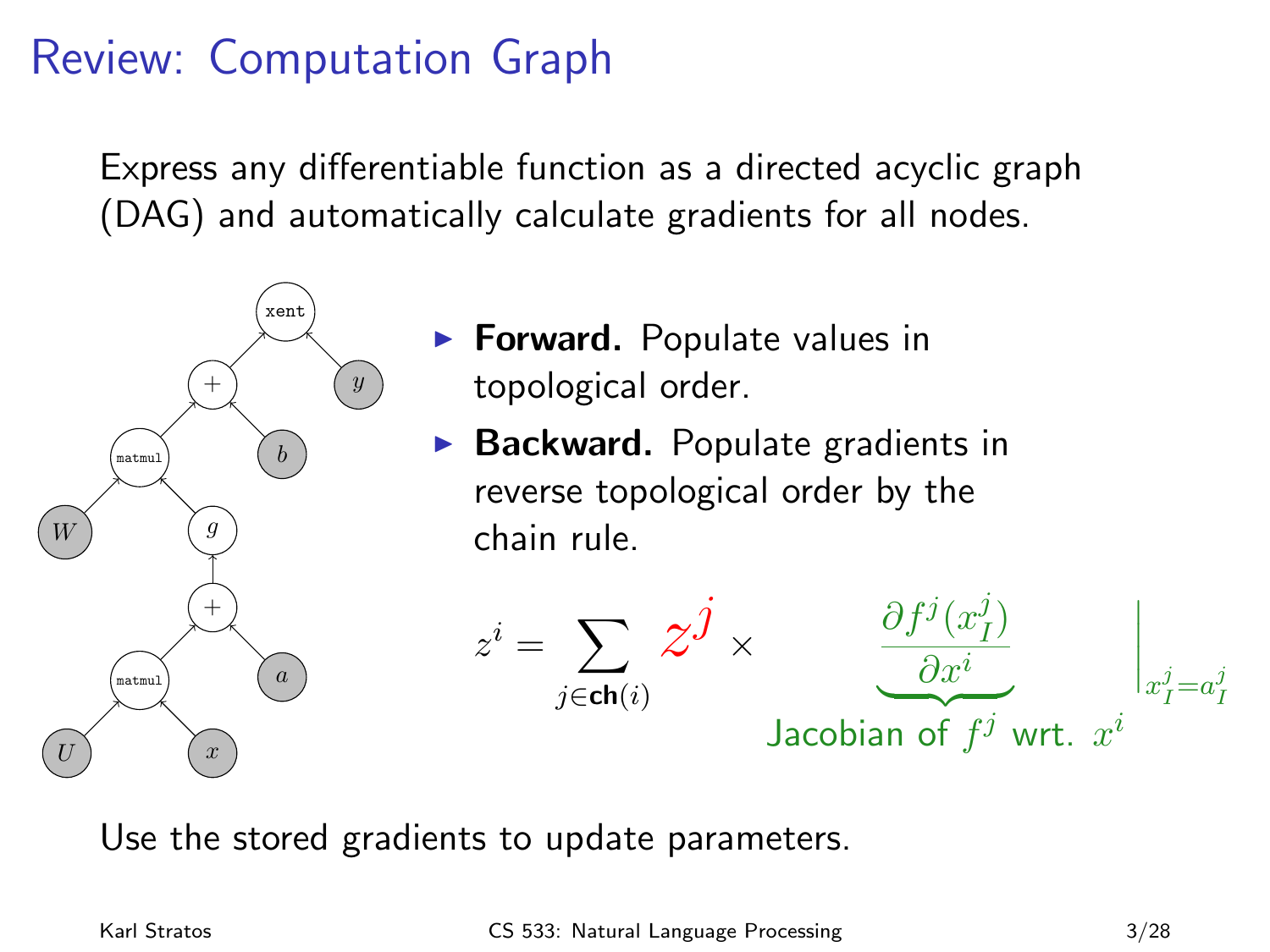# Review: Computation Graph

Express any differentiable function as a directed acyclic graph (DAG) and automatically calculate gradients for all nodes.

xent

$+$

$y$

matmul

$b$

$W$

$g$

$+$

matmul

$a$

$U$

$x$

- **Forward.** Populate values in topological order.
- **Backward.** Populate gradients in reverse topological order by the chain rule.

$$z^i = \sum_{j \in \mathbf{ch}(i)} z^j \times \underbrace{\frac{\partial f^j(x_I^j)}{\partial x^i}}_{\text{Jacobian of } f^j \text{ wrt. } x^i} \Bigg|_{x_I^j = a_I^j}$$

Use the stored gradients to update parameters.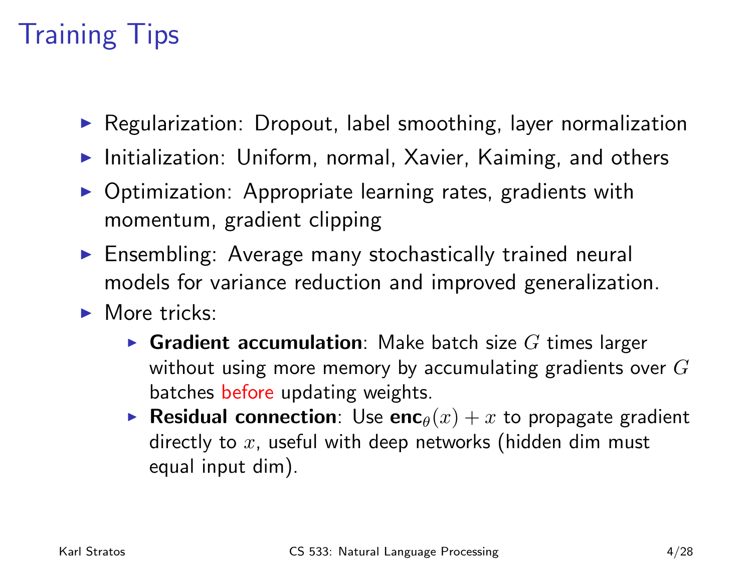# Training Tips

- Regularization: Dropout, label smoothing, layer normalization
- Initialization: Uniform, normal, Xavier, Kaiming, and others
- Optimization: Appropriate learning rates, gradients with momentum, gradient clipping
- Ensembling: Average many stochastically trained neural models for variance reduction and improved generalization.
- More tricks:
  - **Gradient accumulation**: Make batch size $G$ times larger without using more memory by accumulating gradients over $G$ batches before updating weights.
  - **Residual connection**: Use $\textbf{enc}_\theta(x) + x$ to propagate gradient directly to $x$, useful with deep networks (hidden dim must equal input dim).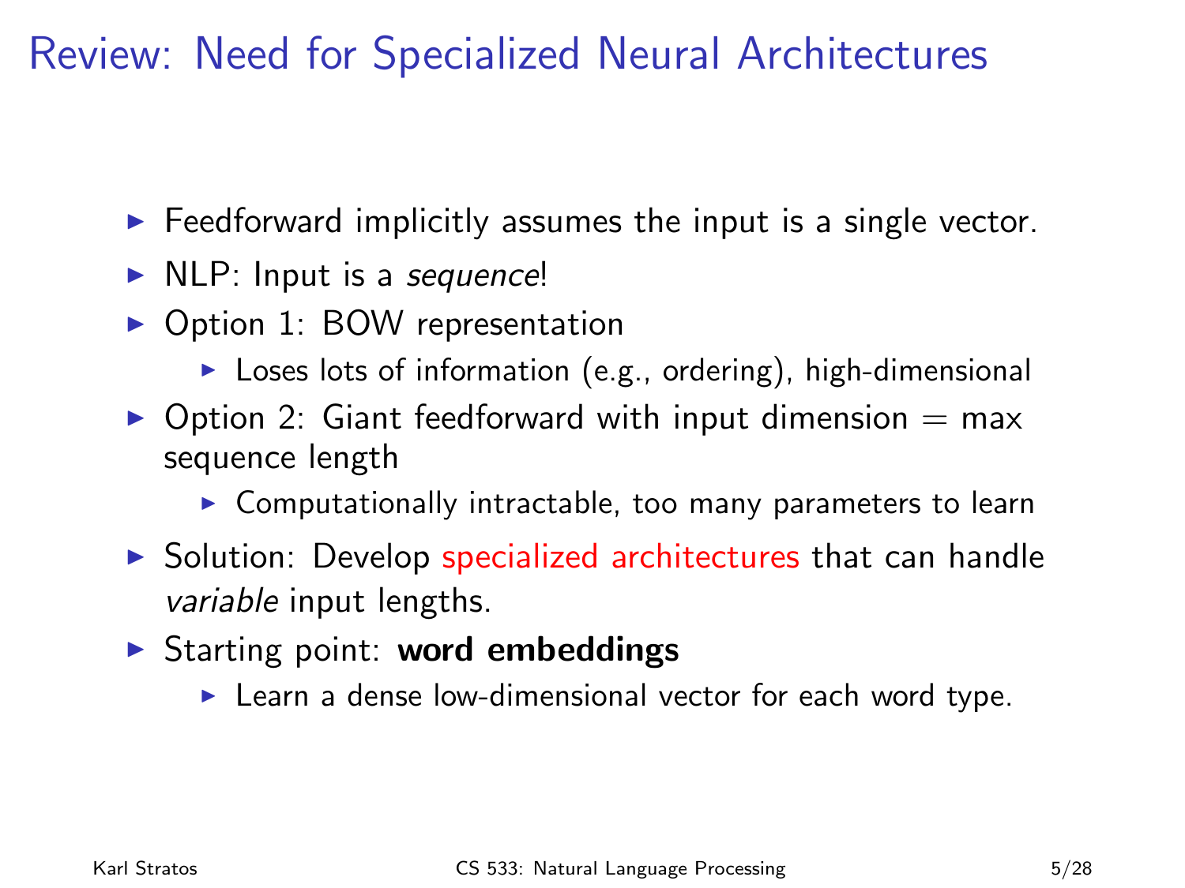# Review: Need for Specialized Neural Architectures

- Feedforward implicitly assumes the input is a single vector.
- NLP: Input is a *sequence*!
- Option 1: BOW representation
  - Loses lots of information (e.g., ordering), high-dimensional
- Option 2: Giant feedforward with input dimension = max sequence length
  - Computationally intractable, too many parameters to learn
- Solution: Develop specialized architectures that can handle *variable* input lengths.
- Starting point: **word embeddings**
  - Learn a dense low-dimensional vector for each word type.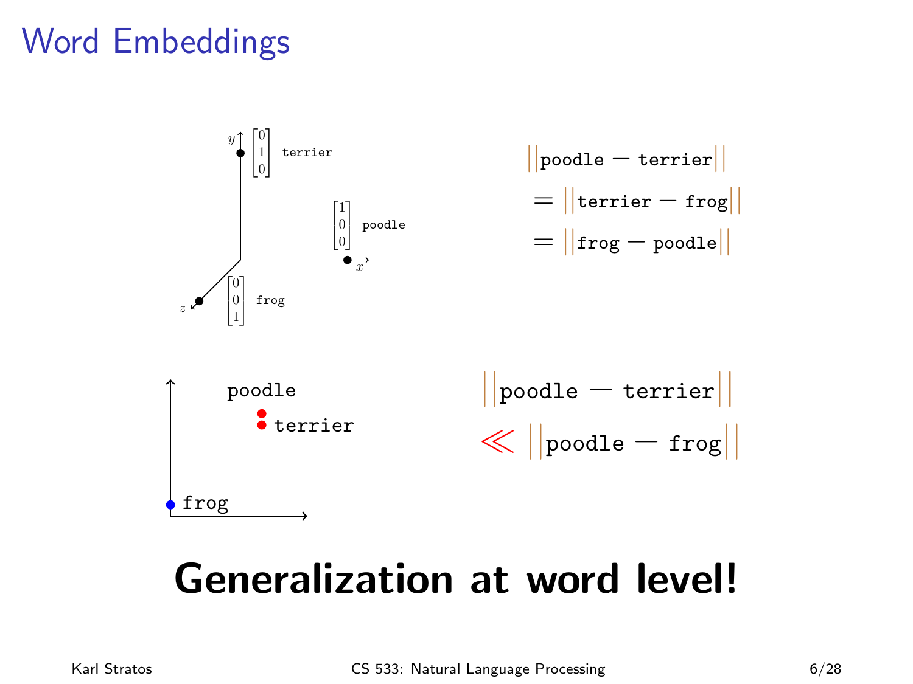# Word Embeddings

$y$

$\begin{bmatrix}0\\1\\0\end{bmatrix}$ terrier

$\begin{bmatrix}1\\0\\0\end{bmatrix}$ poodle

$x$

$z$

$\begin{bmatrix}0\\0\\1\end{bmatrix}$ frog

$$\left|\left|\texttt{poodle} - \texttt{terrier}\right|\right|$$
$$= \left|\left|\texttt{terrier} - \texttt{frog}\right|\right|$$
$$= \left|\left|\texttt{frog} - \texttt{poodle}\right|\right|$$

poodle

terrier

frog

$$\left|\left|\texttt{poodle} - \texttt{terrier}\right|\right|$$
$$\ll \left|\left|\texttt{poodle} - \texttt{frog}\right|\right|$$

**Generalization at word level!**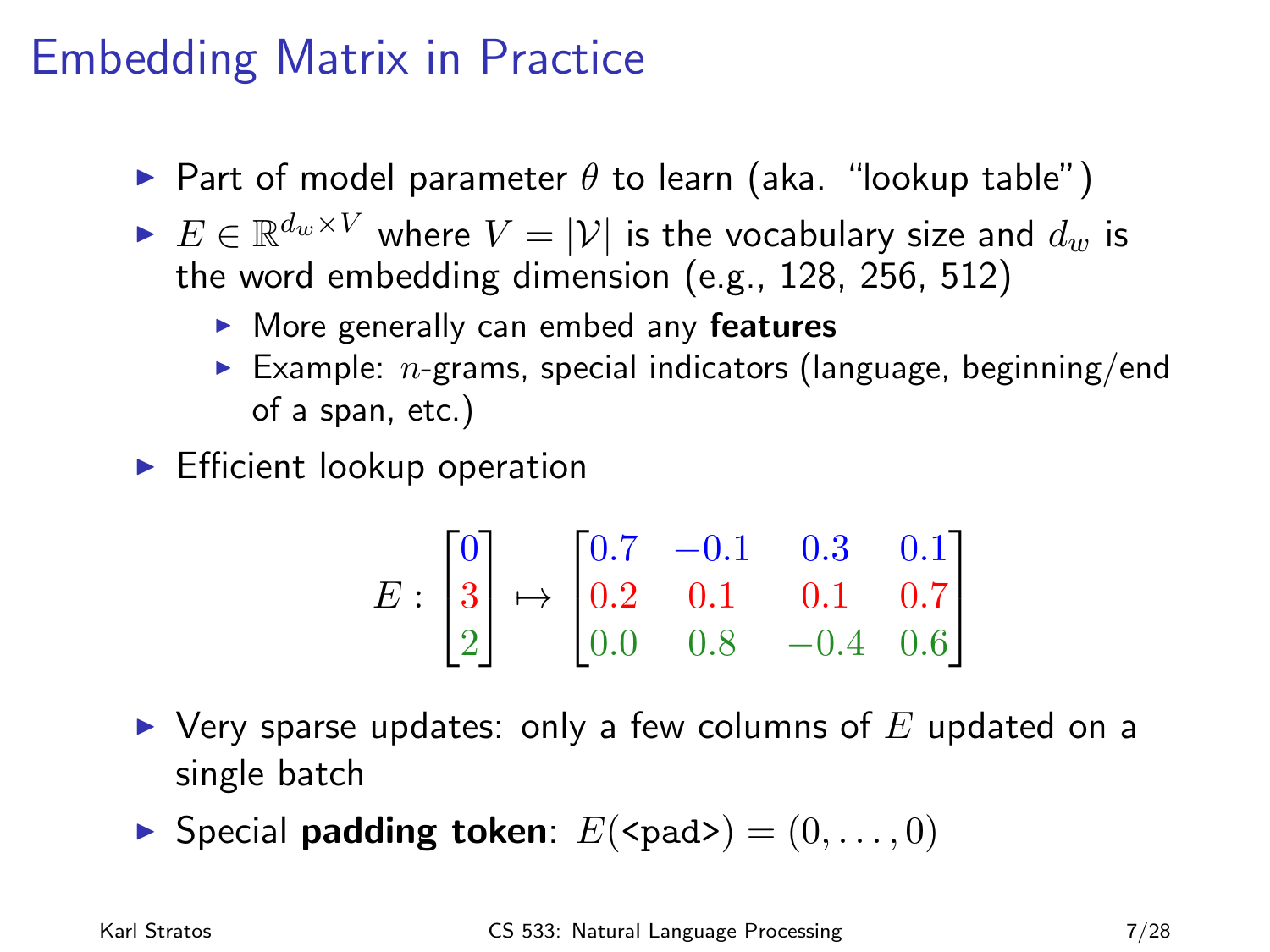# Embedding Matrix in Practice

- Part of model parameter $\theta$ to learn (aka. "lookup table")
- $E \in \mathbb{R}^{d_w \times V}$ where $V = |\mathcal{V}|$ is the vocabulary size and $d_w$ is the word embedding dimension (e.g., 128, 256, 512)
  - More generally can embed any **features**
  - Example: $n$-grams, special indicators (language, beginning/end of a span, etc.)
- Efficient lookup operation

$$E : \begin{bmatrix} 0 \\ 3 \\ 2 \end{bmatrix} \mapsto \begin{bmatrix} 0.7 & -0.1 & 0.3 & 0.1 \\ 0.2 & 0.1 & 0.1 & 0.7 \\ 0.0 & 0.8 & -0.4 & 0.6 \end{bmatrix}$$

- Very sparse updates: only a few columns of $E$ updated on a single batch
- Special **padding token**: $E(\texttt{<pad>}) = (0, \ldots, 0)$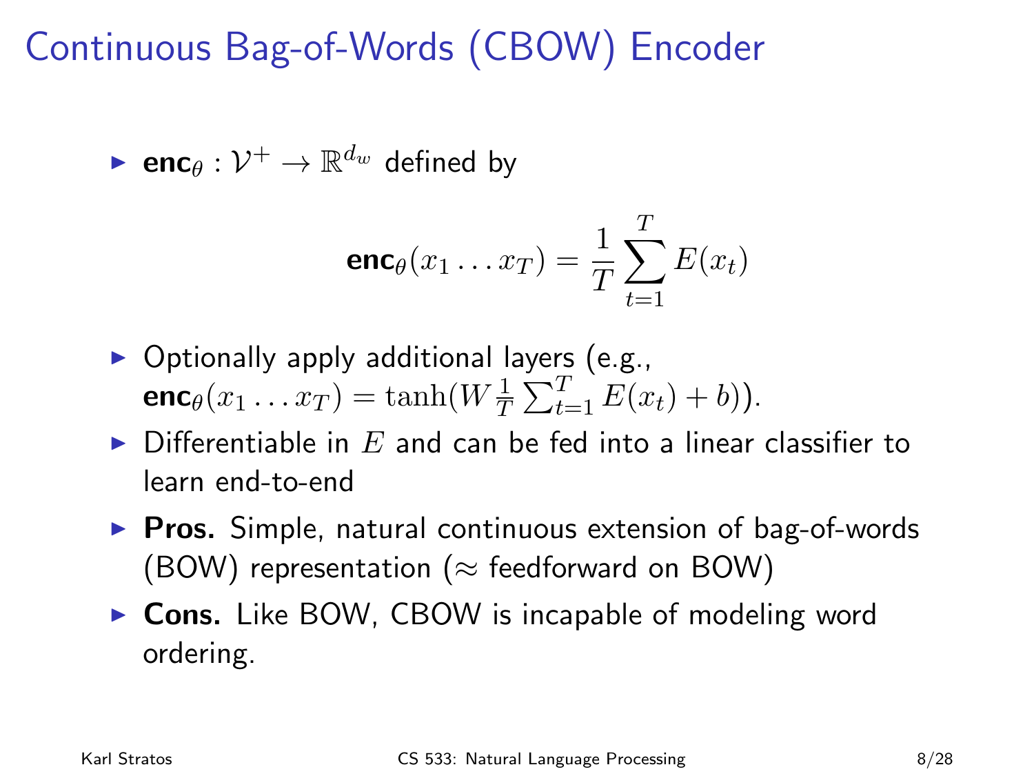# Continuous Bag-of-Words (CBOW) Encoder

- $\textbf{enc}_\theta : \mathcal{V}^+ \rightarrow \mathbb{R}^{d_w}$ defined by

$$\textbf{enc}_\theta(x_1 \ldots x_T) = \frac{1}{T} \sum_{t=1}^{T} E(x_t)$$

- Optionally apply additional layers (e.g., $\textbf{enc}_\theta(x_1 \ldots x_T) = \tanh(W \frac{1}{T} \sum_{t=1}^{T} E(x_t) + b)$).
- Differentiable in $E$ and can be fed into a linear classifier to learn end-to-end
- **Pros.** Simple, natural continuous extension of bag-of-words (BOW) representation ($\approx$ feedforward on BOW)
- **Cons.** Like BOW, CBOW is incapable of modeling word ordering.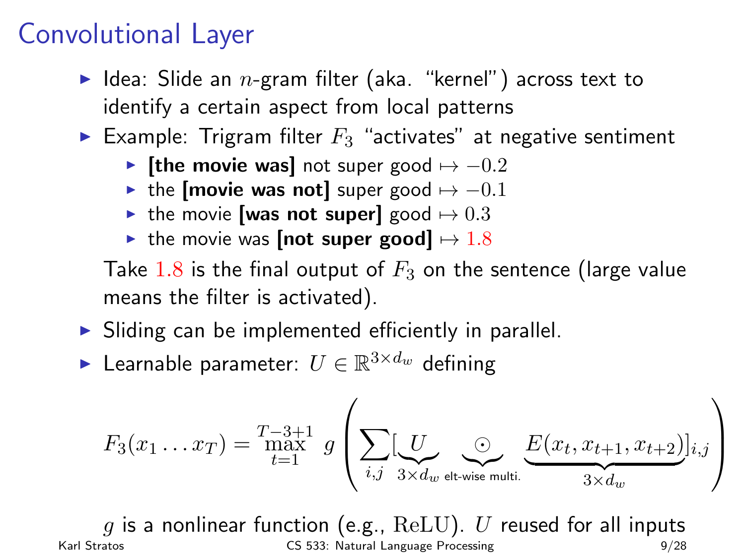# Convolutional Layer

- Idea: Slide an $n$-gram filter (aka. "kernel") across text to identify a certain aspect from local patterns
- Example: Trigram filter $F_3$ "activates" at negative sentiment
  - **[the movie was]** not super good $\mapsto -0.2$
  - the **[movie was not]** super good $\mapsto -0.1$
  - the movie **[was not super]** good $\mapsto 0.3$
  - the movie was **[not super good]** $\mapsto 1.8$

  Take $1.8$ is the final output of $F_3$ on the sentence (large value means the filter is activated).
- Sliding can be implemented efficiently in parallel.
- Learnable parameter: $U \in \mathbb{R}^{3 \times d_w}$ defining

$$F_3(x_1 \dots x_T) = \max_{t=1}^{T-3+1} \; g\left( \sum_{i,j} [\underbrace{U}_{3 \times d_w} \underbrace{\odot}_{\text{elt-wise multi.}} \underbrace{E(x_t, x_{t+1}, x_{t+2})}_{3 \times d_w}]_{i,j} \right)$$

$g$ is a nonlinear function (e.g., $\mathrm{ReLU}$). $U$ reused for all inputs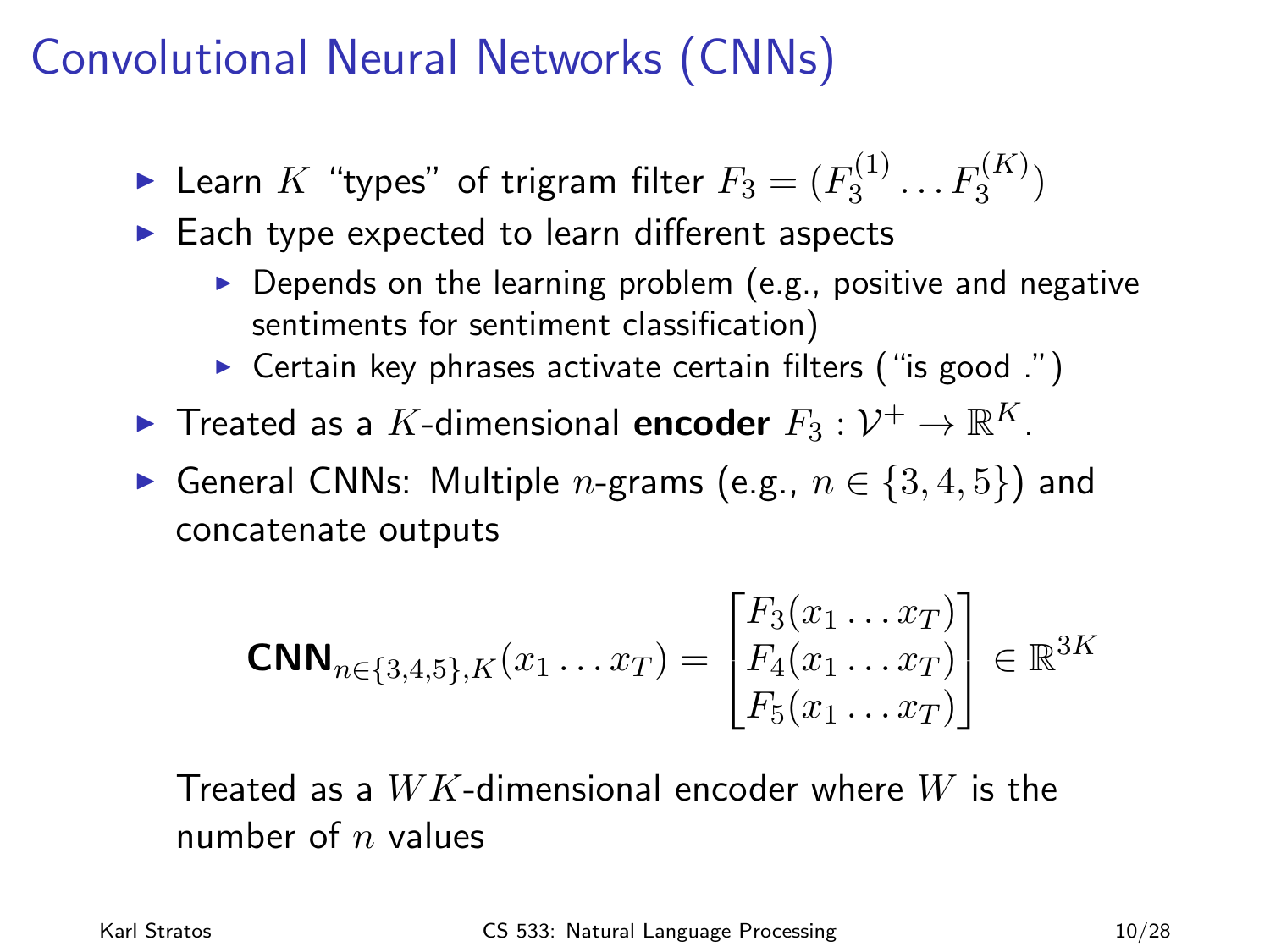# Convolutional Neural Networks (CNNs)

- Learn $K$ "types" of trigram filter $F_3 = (F_3^{(1)} \ldots F_3^{(K)})$
- Each type expected to learn different aspects
  - Depends on the learning problem (e.g., positive and negative sentiments for sentiment classification)
  - Certain key phrases activate certain filters ("is good .")
- Treated as a $K$-dimensional **encoder** $F_3 : \mathcal{V}^+ \rightarrow \mathbb{R}^K$.
- General CNNs: Multiple $n$-grams (e.g., $n \in \{3, 4, 5\}$) and concatenate outputs

$$\textbf{CNN}_{n \in \{3,4,5\}, K}(x_1 \ldots x_T) = \begin{bmatrix} F_3(x_1 \ldots x_T) \\ F_4(x_1 \ldots x_T) \\ F_5(x_1 \ldots x_T) \end{bmatrix} \in \mathbb{R}^{3K}$$

Treated as a $WK$-dimensional encoder where $W$ is the number of $n$ values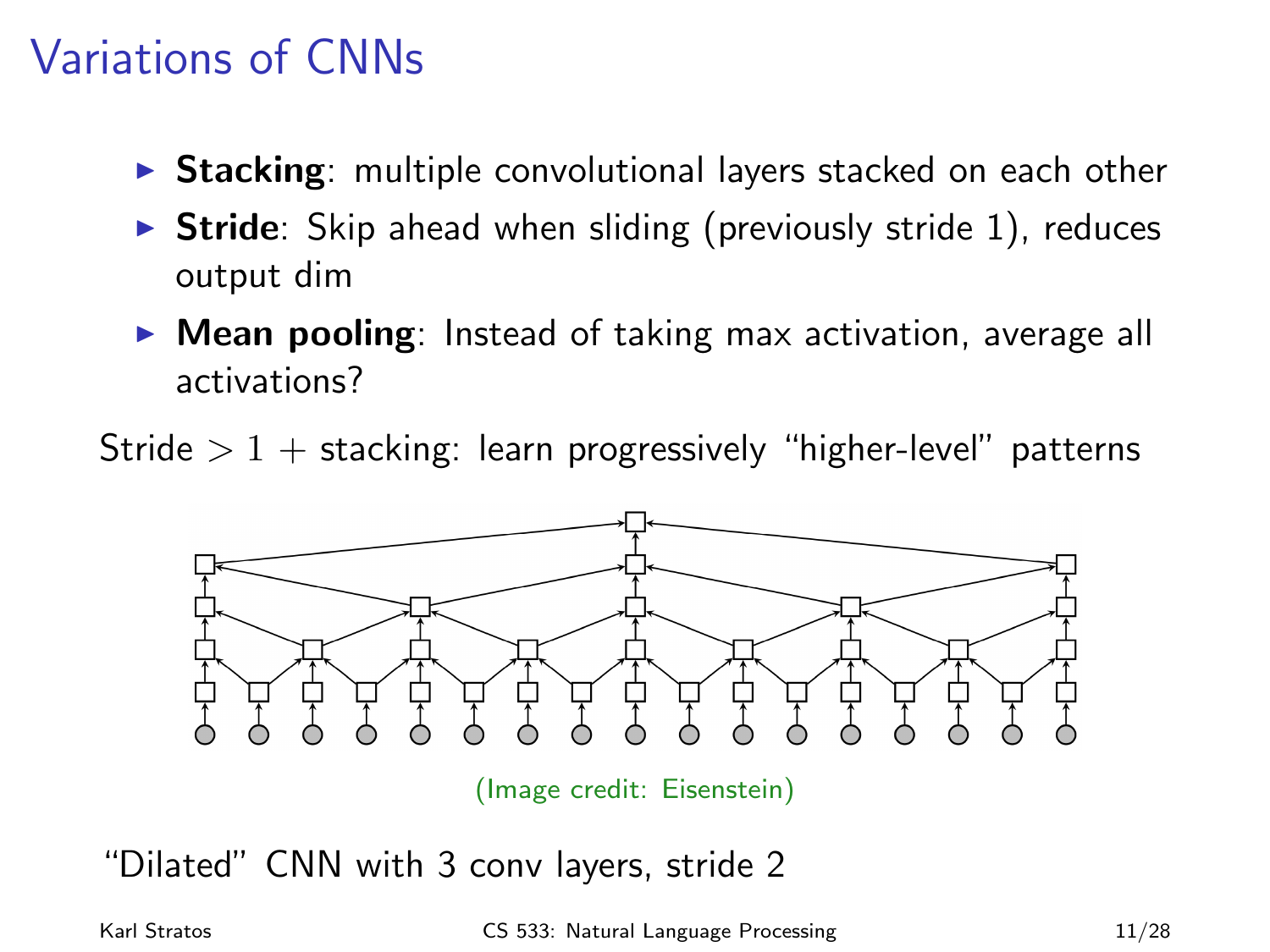# Variations of CNNs

- **Stacking**: multiple convolutional layers stacked on each other
- **Stride**: Skip ahead when sliding (previously stride 1), reduces output dim
- **Mean pooling**: Instead of taking max activation, average all activations?

Stride $> 1$ + stacking: learn progressively "higher-level" patterns

(Image credit: Eisenstein)

"Dilated" CNN with 3 conv layers, stride 2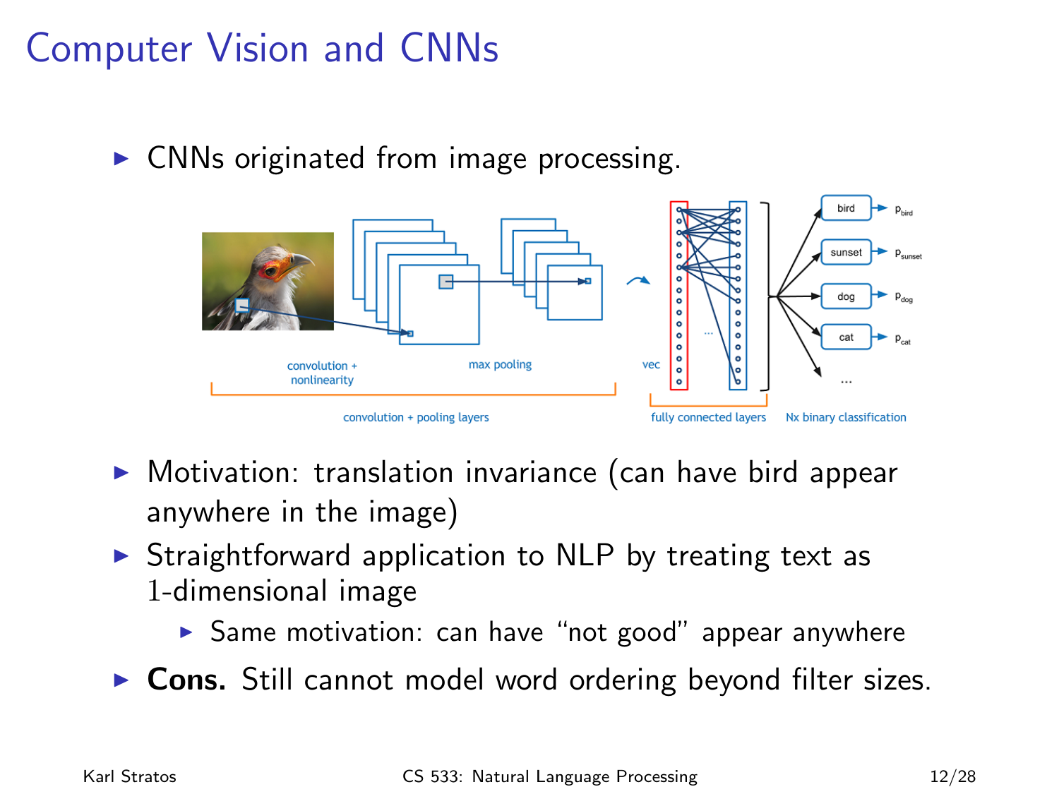# Computer Vision and CNNs

- CNNs originated from image processing.

convolution + nonlinearity

max pooling

vec

convolution + pooling layers

fully connected layers

Nx binary classification

bird

sunset

dog

cat

...

$p_{bird}$

$p_{sunset}$

$p_{dog}$

$p_{cat}$

- Motivation: translation invariance (can have bird appear anywhere in the image)
- Straightforward application to NLP by treating text as 1-dimensional image
  - Same motivation: can have "not good" appear anywhere
- **Cons.** Still cannot model word ordering beyond filter sizes.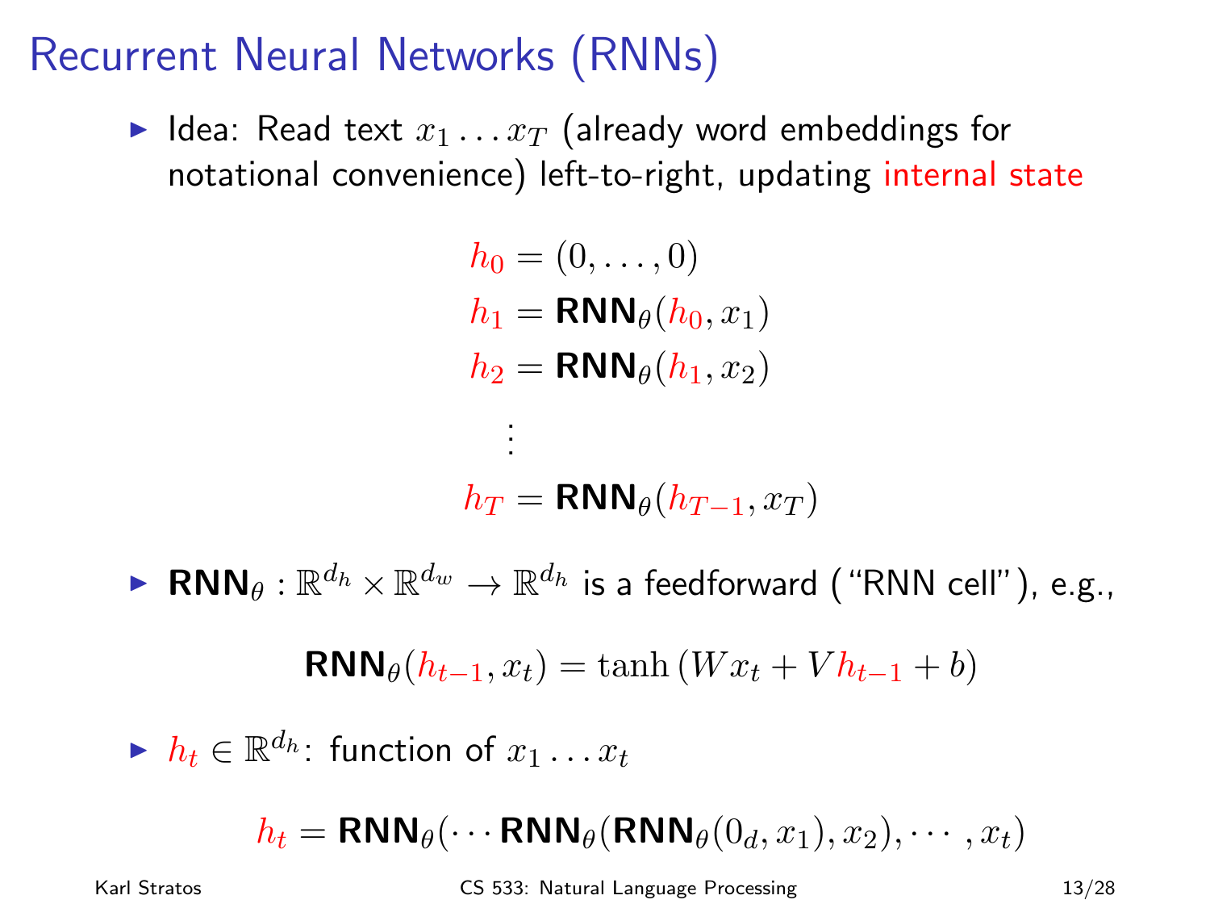# Recurrent Neural Networks (RNNs)

- Idea: Read text $x_1 \ldots x_T$ (already word embeddings for notational convenience) left-to-right, updating internal state

$$
\begin{aligned}
h_0 &= (0, \ldots, 0) \\
h_1 &= \mathbf{RNN}_\theta(h_0, x_1) \\
h_2 &= \mathbf{RNN}_\theta(h_1, x_2) \\
&\vdots \\
h_T &= \mathbf{RNN}_\theta(h_{T-1}, x_T)
\end{aligned}
$$

- $\mathbf{RNN}_\theta : \mathbb{R}^{d_h} \times \mathbb{R}^{d_w} \rightarrow \mathbb{R}^{d_h}$ is a feedforward ("RNN cell"), e.g.,

$$
\mathbf{RNN}_\theta(h_{t-1}, x_t) = \tanh\left(W x_t + V h_{t-1} + b\right)
$$

- $h_t \in \mathbb{R}^{d_h}$: function of $x_1 \ldots x_t$

$$
h_t = \mathbf{RNN}_\theta(\cdots \mathbf{RNN}_\theta(\mathbf{RNN}_\theta(0_d, x_1), x_2), \cdots, x_t)
$$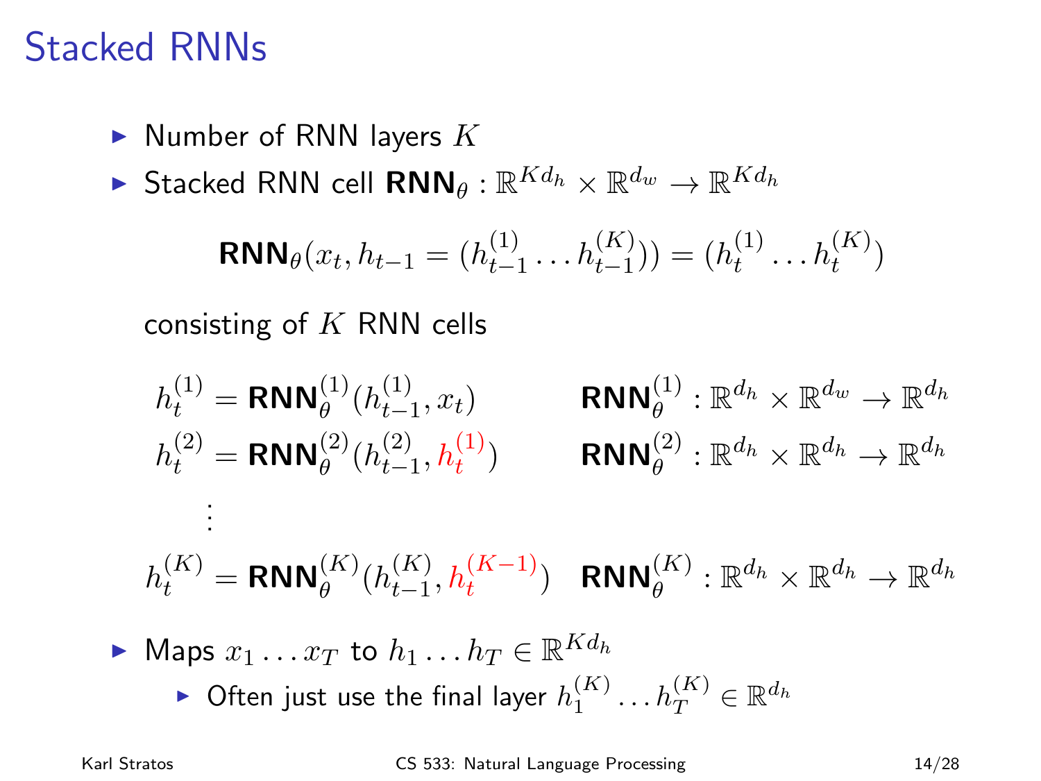# Stacked RNNs

- Number of RNN layers $K$
- Stacked RNN cell $\textbf{RNN}_\theta : \mathbb{R}^{Kd_h} \times \mathbb{R}^{d_w} \rightarrow \mathbb{R}^{Kd_h}$

$$\textbf{RNN}_\theta(x_t, h_{t-1} = (h_{t-1}^{(1)} \ldots h_{t-1}^{(K)})) = (h_t^{(1)} \ldots h_t^{(K)})$$

consisting of $K$ RNN cells

$$
\begin{aligned}
h_t^{(1)} &= \textbf{RNN}_\theta^{(1)}(h_{t-1}^{(1)}, x_t) & \textbf{RNN}_\theta^{(1)} &: \mathbb{R}^{d_h} \times \mathbb{R}^{d_w} \rightarrow \mathbb{R}^{d_h} \\
h_t^{(2)} &= \textbf{RNN}_\theta^{(2)}(h_{t-1}^{(2)}, {\color{red}h_t^{(1)}}) & \textbf{RNN}_\theta^{(2)} &: \mathbb{R}^{d_h} \times \mathbb{R}^{d_h} \rightarrow \mathbb{R}^{d_h} \\
&\vdots \\
h_t^{(K)} &= \textbf{RNN}_\theta^{(K)}(h_{t-1}^{(K)}, {\color{red}h_t^{(K-1)}}) & \textbf{RNN}_\theta^{(K)} &: \mathbb{R}^{d_h} \times \mathbb{R}^{d_h} \rightarrow \mathbb{R}^{d_h}
\end{aligned}
$$

- Maps $x_1 \ldots x_T$ to $h_1 \ldots h_T \in \mathbb{R}^{Kd_h}$
  - Often just use the final layer $h_1^{(K)} \ldots h_T^{(K)} \in \mathbb{R}^{d_h}$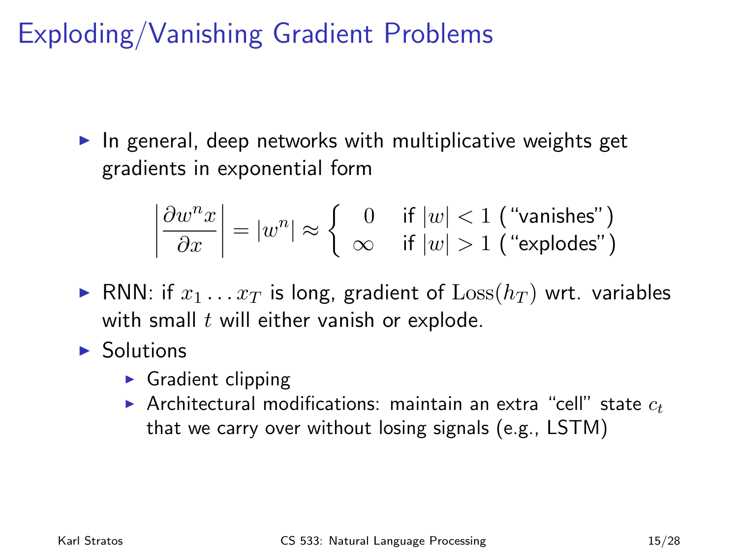# Exploding/Vanishing Gradient Problems

- In general, deep networks with multiplicative weights get gradients in exponential form

$$\left| \frac{\partial w^n x}{\partial x} \right| = |w^n| \approx \begin{cases} 0 & \text{if } |w| < 1 \text{ (“vanishes”)} \\ \infty & \text{if } |w| > 1 \text{ (“explodes”)} \end{cases}$$

- RNN: if $x_1 \dots x_T$ is long, gradient of $\text{Loss}(h_T)$ wrt. variables with small $t$ will either vanish or explode.
- Solutions
  - Gradient clipping
  - Architectural modifications: maintain an extra “cell” state $c_t$ that we carry over without losing signals (e.g., LSTM)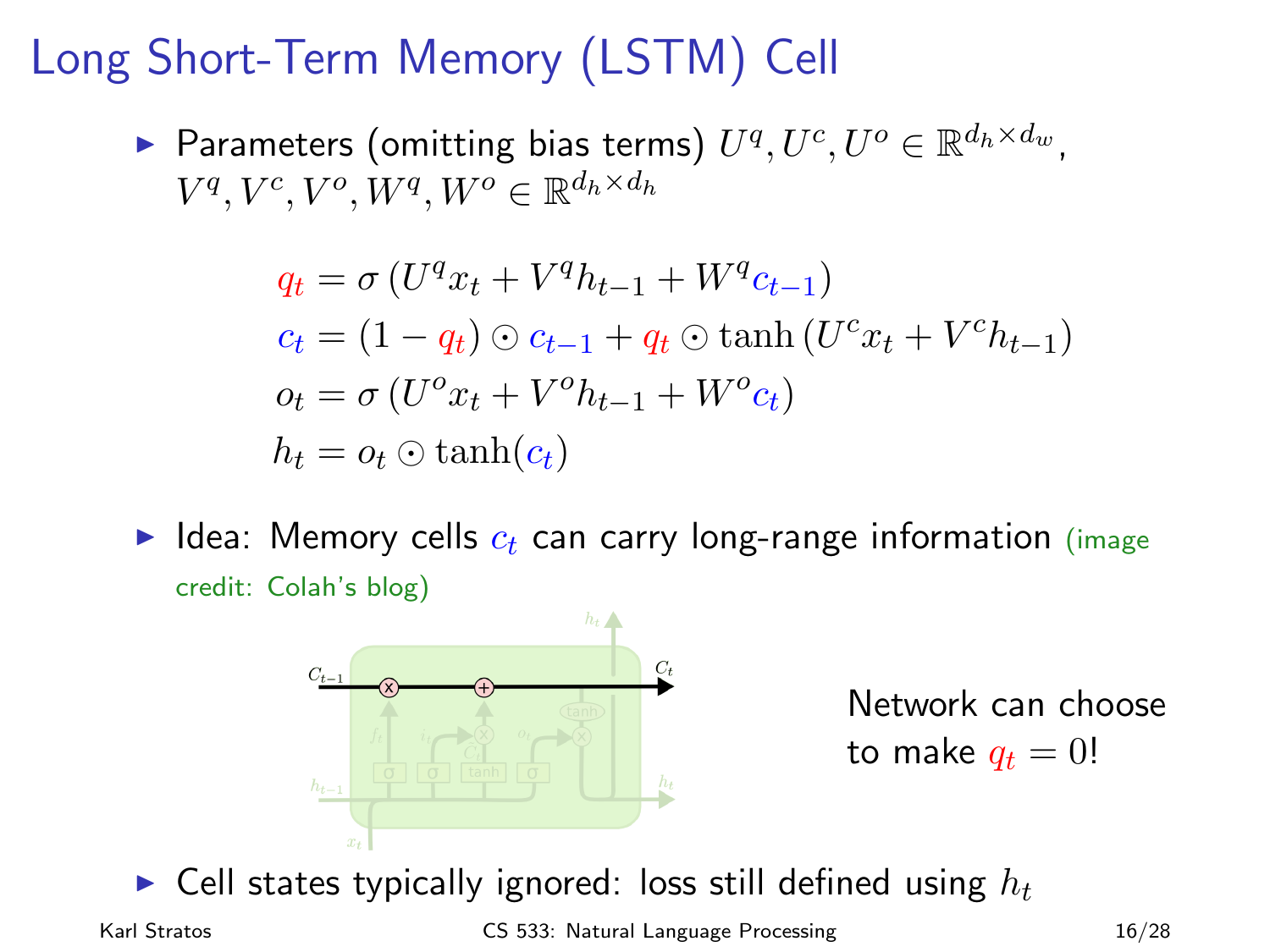# Long Short-Term Memory (LSTM) Cell

- Parameters (omitting bias terms) $U^q, U^c, U^o \in \mathbb{R}^{d_h \times d_w}$, $V^q, V^c, V^o, W^q, W^o \in \mathbb{R}^{d_h \times d_h}$

$$
\begin{aligned}
q_t &= \sigma\left(U^q x_t + V^q h_{t-1} + W^q c_{t-1}\right) \\
c_t &= (1 - q_t) \odot c_{t-1} + q_t \odot \tanh\left(U^c x_t + V^c h_{t-1}\right) \\
o_t &= \sigma\left(U^o x_t + V^o h_{t-1} + W^o c_t\right) \\
h_t &= o_t \odot \tanh(c_t)
\end{aligned}
$$

- Idea: Memory cells $c_t$ can carry long-range information (image credit: Colah's blog)

Network can choose to make $q_t = 0$!

- Cell states typically ignored: loss still defined using $h_t$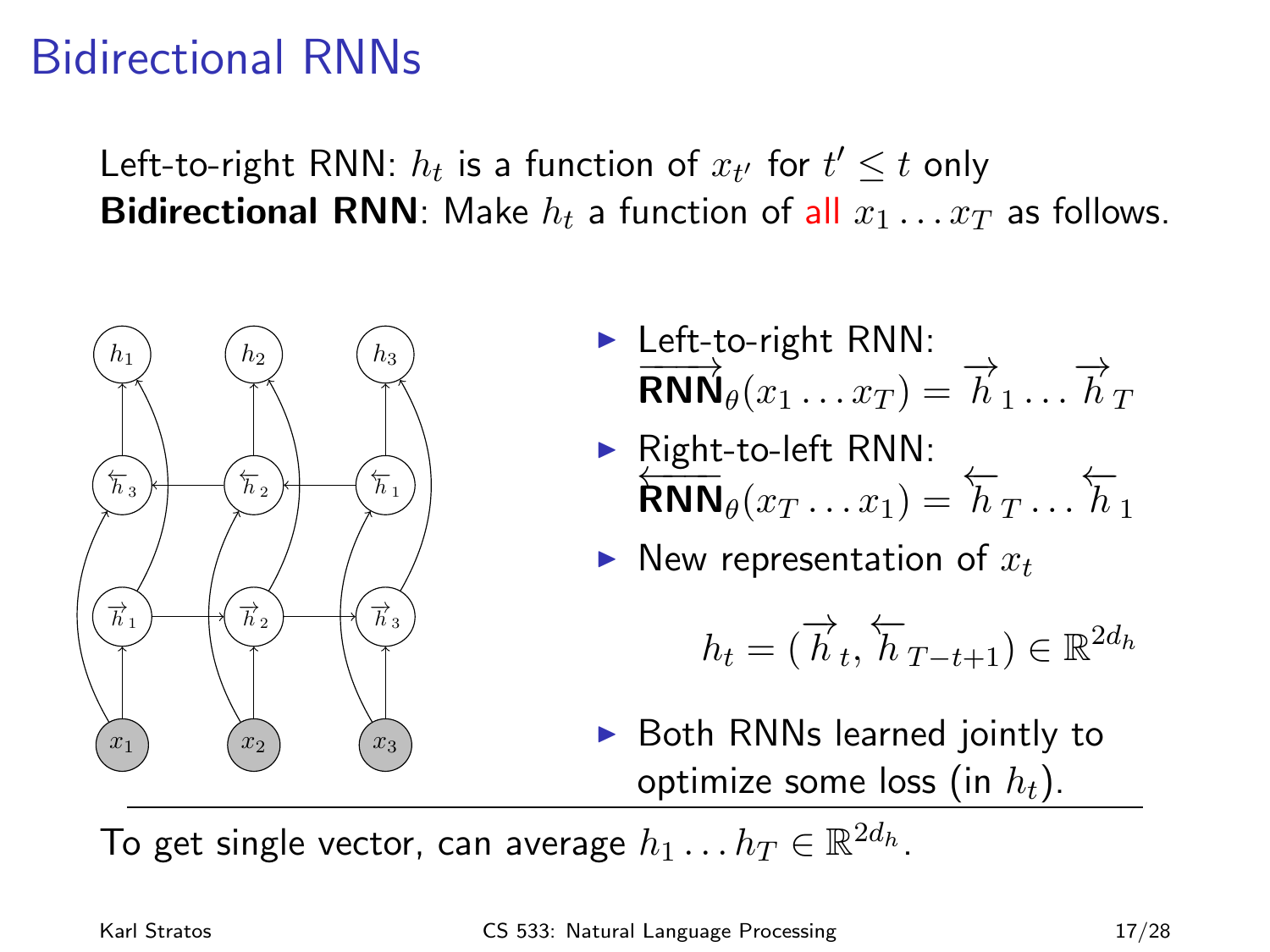# Bidirectional RNNs

Left-to-right RNN: $h_t$ is a function of $x_{t'}$ for $t' \leq t$ only
**Bidirectional RNN**: Make $h_t$ a function of all $x_1 \ldots x_T$ as follows.

- Left-to-right RNN: $\overrightarrow{\textbf{RNN}}_\theta(x_1 \ldots x_T) = \overrightarrow{h}_1 \ldots \overrightarrow{h}_T$
- Right-to-left RNN: $\overleftarrow{\textbf{RNN}}_\theta(x_T \ldots x_1) = \overleftarrow{h}_T \ldots \overleftarrow{h}_1$
- New representation of $x_t$

$$h_t = (\overrightarrow{h}_t, \overleftarrow{h}_{T-t+1}) \in \mathbb{R}^{2d_h}$$

- Both RNNs learned jointly to optimize some loss (in $h_t$).

To get single vector, can average $h_1 \ldots h_T \in \mathbb{R}^{2d_h}$.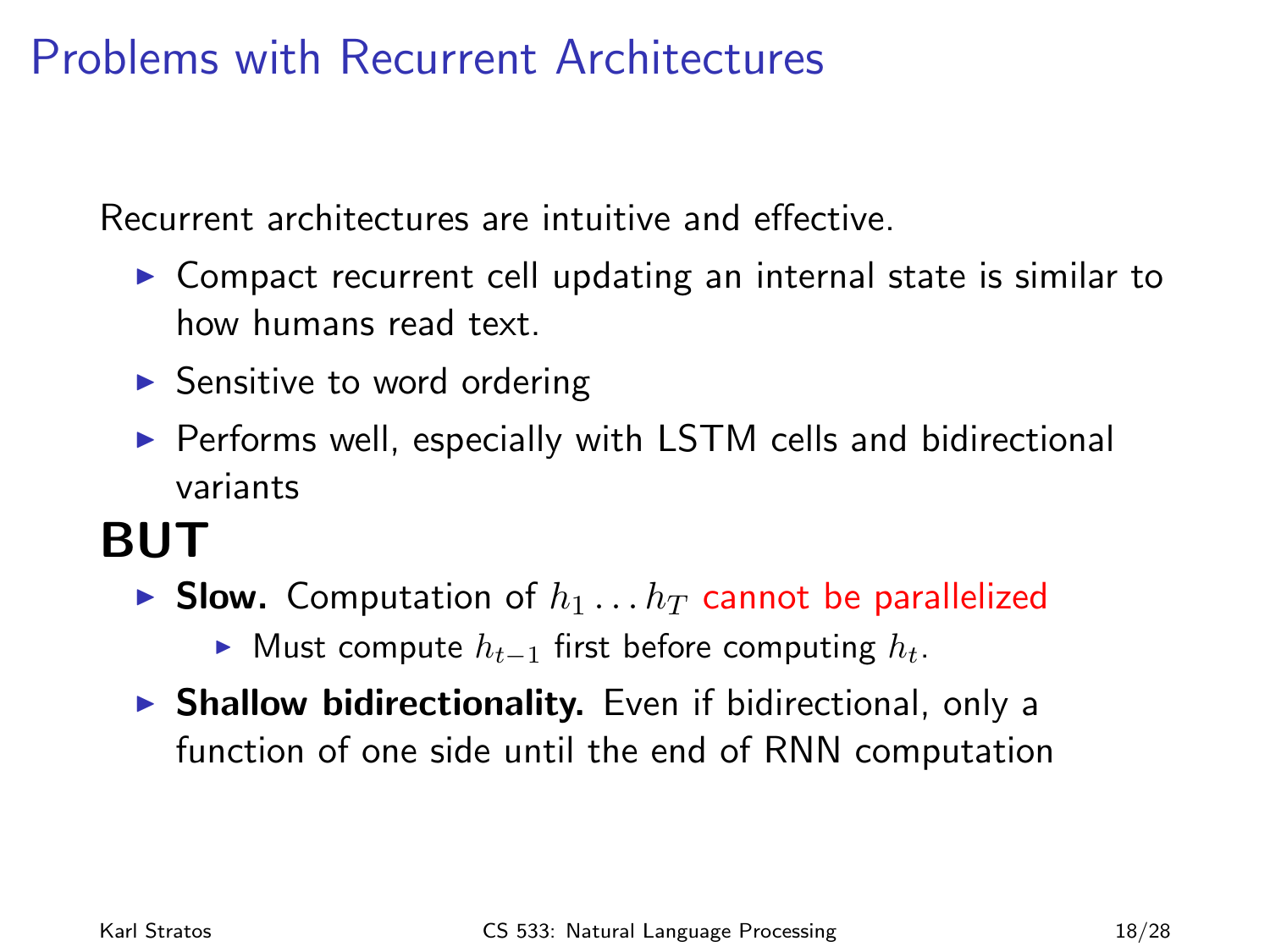# Problems with Recurrent Architectures

Recurrent architectures are intuitive and effective.

- Compact recurrent cell updating an internal state is similar to how humans read text.
- Sensitive to word ordering
- Performs well, especially with LSTM cells and bidirectional variants

## BUT

- **Slow.** Computation of $h_1 \ldots h_T$ cannot be parallelized
  - Must compute $h_{t-1}$ first before computing $h_t$.
- **Shallow bidirectionality.** Even if bidirectional, only a function of one side until the end of RNN computation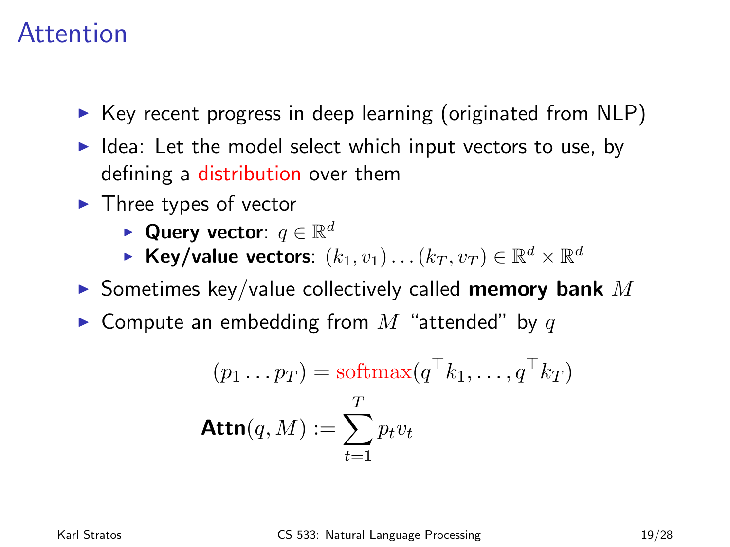# Attention

- Key recent progress in deep learning (originated from NLP)
- Idea: Let the model select which input vectors to use, by defining a distribution over them
- Three types of vector
  - **Query vector**: $q \in \mathbb{R}^d$
  - **Key/value vectors**: $(k_1, v_1) \ldots (k_T, v_T) \in \mathbb{R}^d \times \mathbb{R}^d$
- Sometimes key/value collectively called **memory bank** $M$
- Compute an embedding from $M$ "attended" by $q$

$$(p_1 \ldots p_T) = \text{softmax}(q^\top k_1, \ldots, q^\top k_T)$$

$$\textbf{Attn}(q, M) := \sum_{t=1}^{T} p_t v_t$$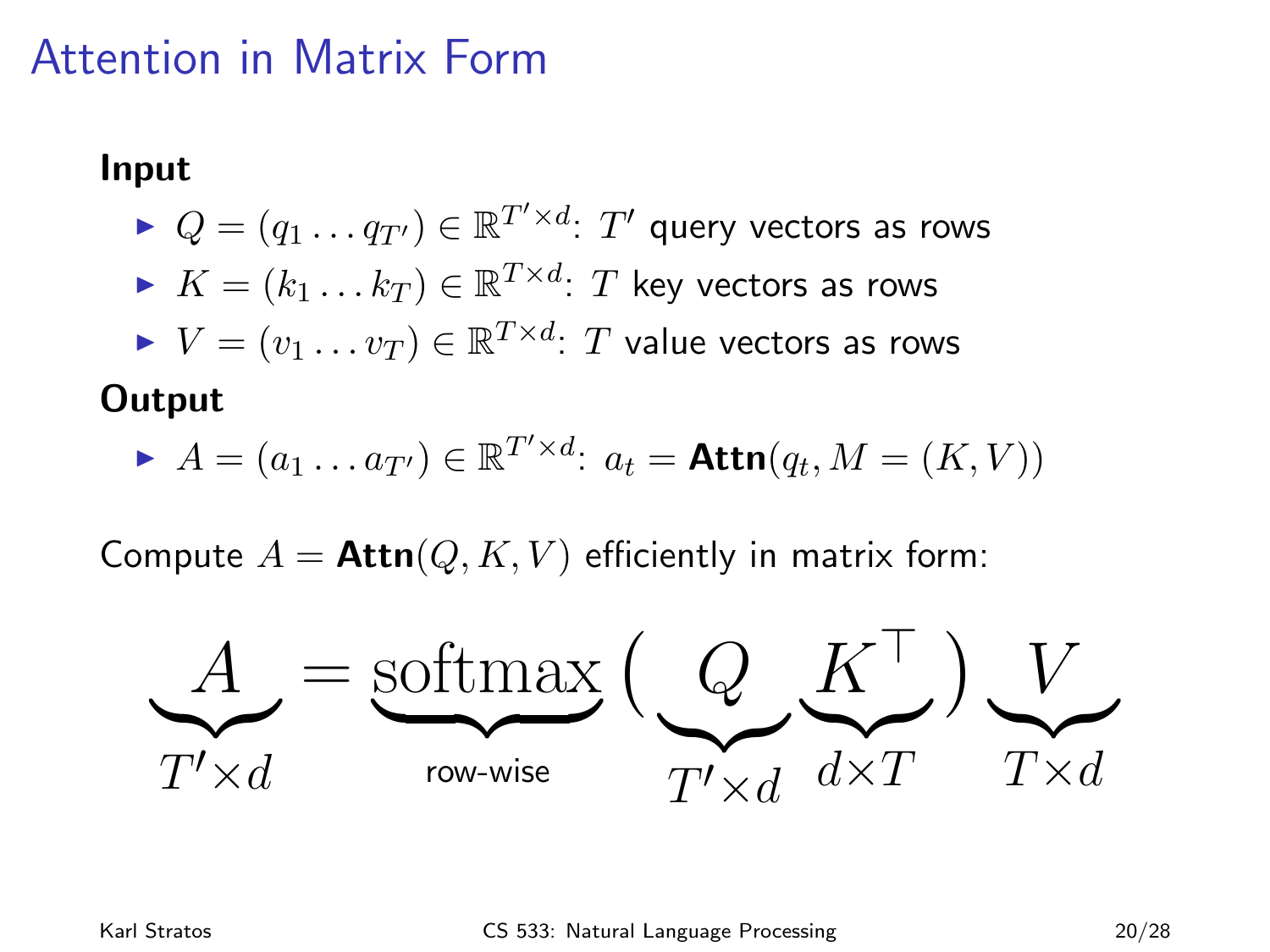# Attention in Matrix Form

**Input**

- $Q = (q_1 \dots q_{T'}) \in \mathbb{R}^{T' \times d}$: $T'$ query vectors as rows
- $K = (k_1 \dots k_T) \in \mathbb{R}^{T \times d}$: $T$ key vectors as rows
- $V = (v_1 \dots v_T) \in \mathbb{R}^{T \times d}$: $T$ value vectors as rows

**Output**

- $A = (a_1 \dots a_{T'}) \in \mathbb{R}^{T' \times d}$: $a_t = \textbf{Attn}(q_t, M = (K, V))$

Compute $A = \textbf{Attn}(Q, K, V)$ efficiently in matrix form:

$$\underbrace{A}_{T' \times d} = \underbrace{\text{softmax}}_{\text{row-wise}} \Big( \underbrace{Q}_{T' \times d} \underbrace{K^\top}_{d \times T} \Big) \underbrace{V}_{T \times d}$$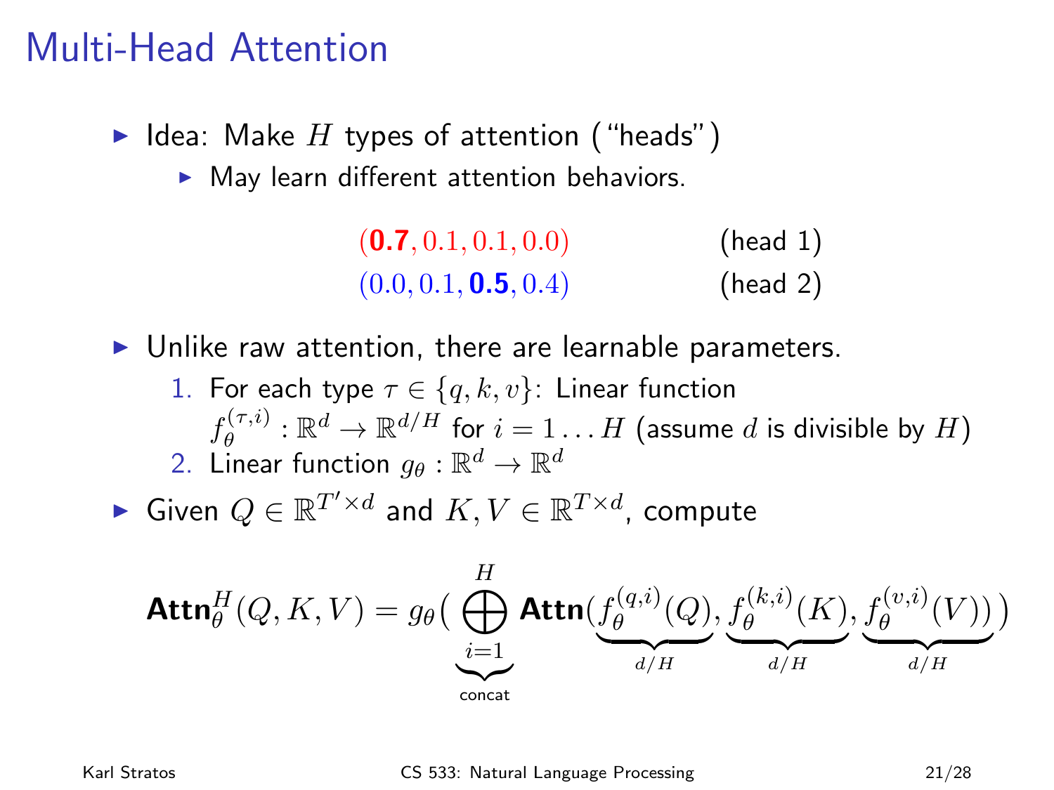# Multi-Head Attention

- Idea: Make $H$ types of attention ("heads")
  - May learn different attention behaviors.

$$(\mathbf{0.7}, 0.1, 0.1, 0.0) \qquad \text{(head 1)}$$
$$(0.0, 0.1, \mathbf{0.5}, 0.4) \qquad \text{(head 2)}$$

- Unlike raw attention, there are learnable parameters.
  1. For each type $\tau \in \{q, k, v\}$: Linear function $f_\theta^{(\tau,i)} : \mathbb{R}^d \to \mathbb{R}^{d/H}$ for $i = 1 \dots H$ (assume $d$ is divisible by $H$)
  2. Linear function $g_\theta : \mathbb{R}^d \to \mathbb{R}^d$
- Given $Q \in \mathbb{R}^{T' \times d}$ and $K, V \in \mathbb{R}^{T \times d}$, compute

$$\textbf{Attn}_\theta^H(Q, K, V) = g_\theta\Big( \underbrace{\bigoplus_{i=1}^{H}}_{\text{concat}} \textbf{Attn}\big(\underbrace{f_\theta^{(q,i)}(Q)}_{d/H}, \underbrace{f_\theta^{(k,i)}(K)}_{d/H}, \underbrace{f_\theta^{(v,i)}(V)}_{d/H}\big)\Big)$$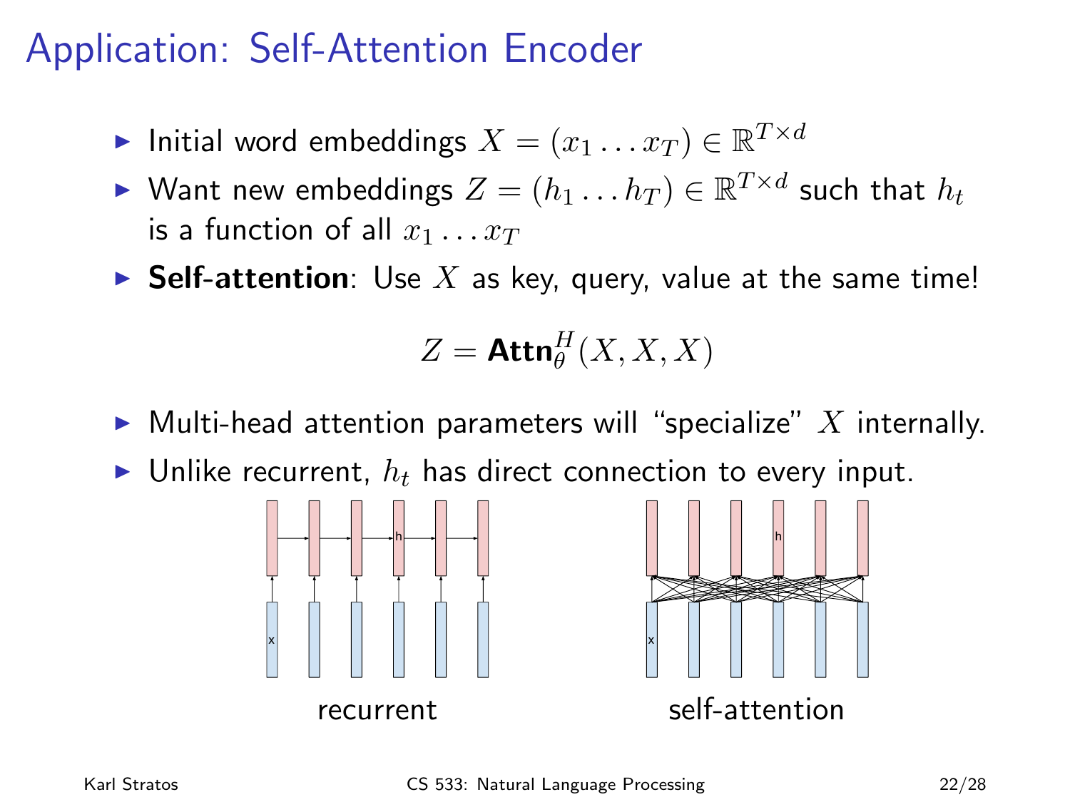# Application: Self-Attention Encoder

- Initial word embeddings $X = (x_1 \ldots x_T) \in \mathbb{R}^{T \times d}$
- Want new embeddings $Z = (h_1 \ldots h_T) \in \mathbb{R}^{T \times d}$ such that $h_t$ is a function of all $x_1 \ldots x_T$
- **Self-attention**: Use $X$ as key, query, value at the same time!

$$Z = \textbf{Attn}_\theta^H(X, X, X)$$

- Multi-head attention parameters will "specialize" $X$ internally.
- Unlike recurrent, $h_t$ has direct connection to every input.

h

x

recurrent

h

x

self-attention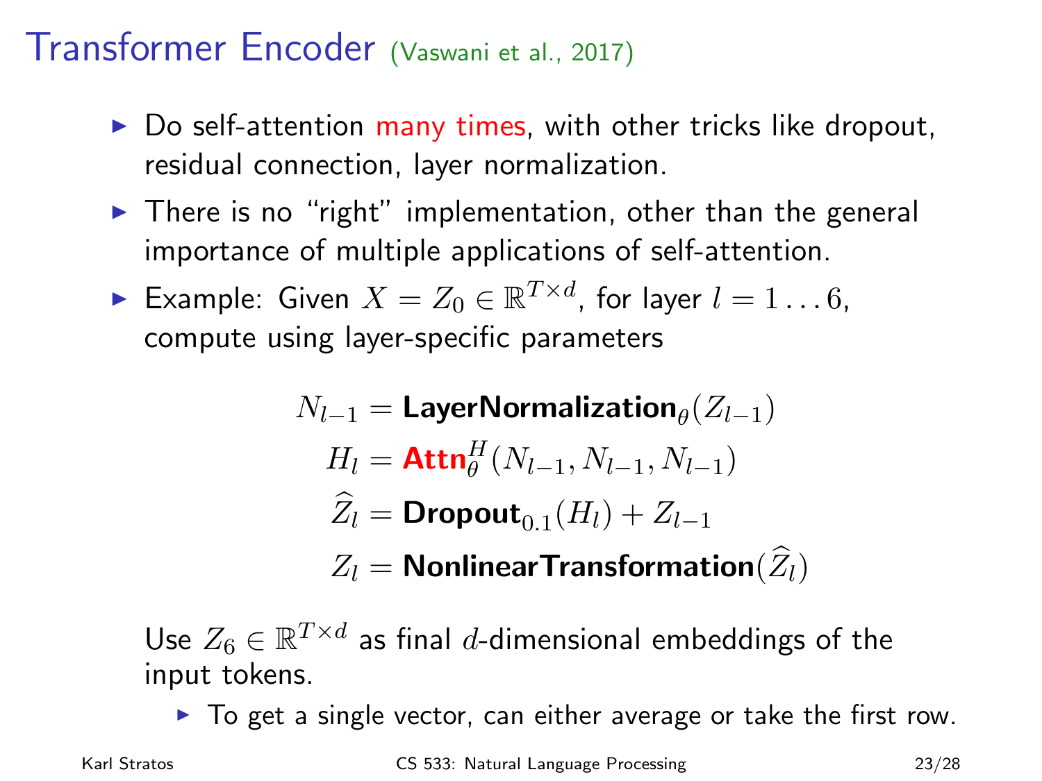# Transformer Encoder (Vaswani et al., 2017)

- Do self-attention many times, with other tricks like dropout, residual connection, layer normalization.
- There is no "right" implementation, other than the general importance of multiple applications of self-attention.
- Example: Given $X = Z_0 \in \mathbb{R}^{T \times d}$, for layer $l = 1 \ldots 6$, compute using layer-specific parameters

$$
\begin{aligned}
N_{l-1} &= \textbf{LayerNormalization}_{\theta}(Z_{l-1}) \\
H_l &= \textbf{Attn}_{\theta}^{H}(N_{l-1}, N_{l-1}, N_{l-1}) \\
\widehat{Z}_l &= \textbf{Dropout}_{0.1}(H_l) + Z_{l-1} \\
Z_l &= \textbf{NonlinearTransformation}(\widehat{Z}_l)
\end{aligned}
$$

Use $Z_6 \in \mathbb{R}^{T \times d}$ as final $d$-dimensional embeddings of the input tokens.

- To get a single vector, can either average or take the first row.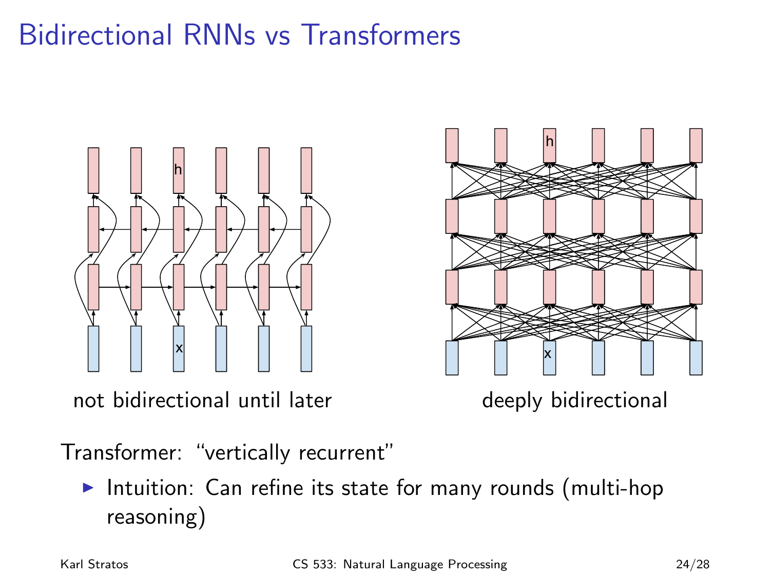# Bidirectional RNNs vs Transformers

h

x

not bidirectional until later

h

x

deeply bidirectional

Transformer: "vertically recurrent"

- Intuition: Can refine its state for many rounds (multi-hop reasoning)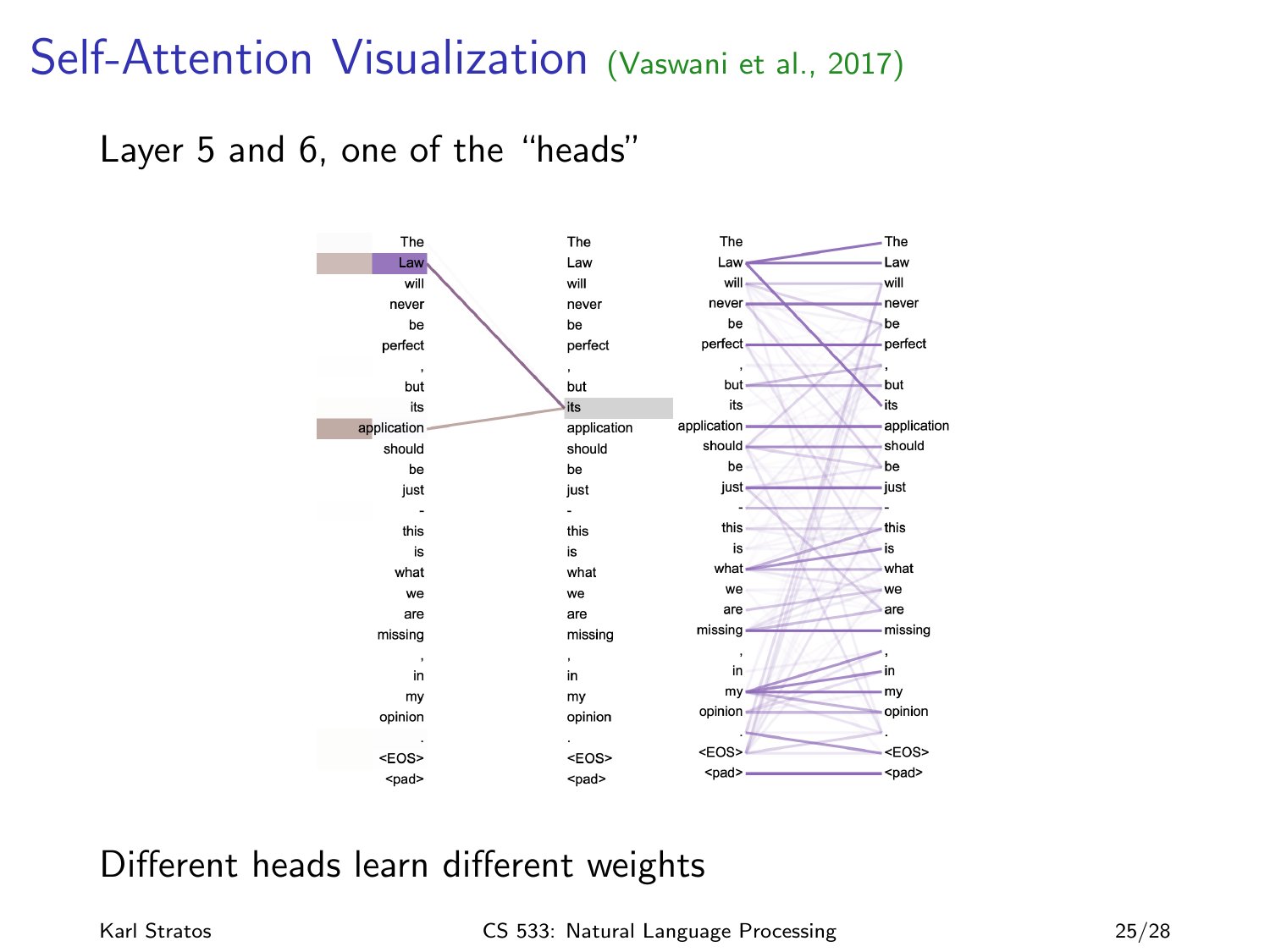# Self-Attention Visualization (Vaswani et al., 2017)

Layer 5 and 6, one of the "heads"

The
Law
will
never
be
perfect
,
but
its
application
should
be
just
-
this
is
what
we
are
missing
,
in
my
opinion
.
<EOS>
<pad>

Different heads learn different weights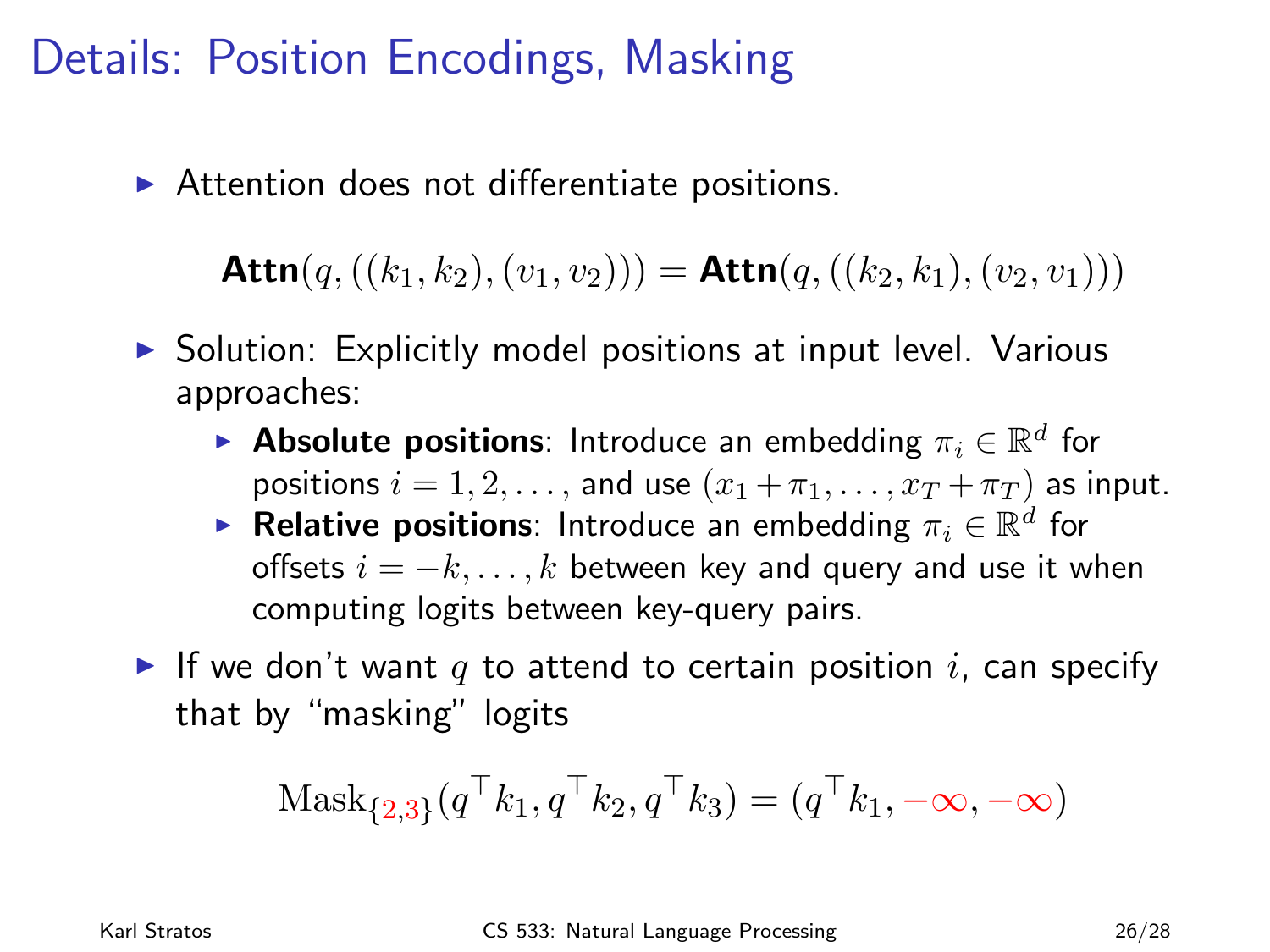# Details: Position Encodings, Masking

- Attention does not differentiate positions.

$$\textbf{Attn}(q, ((k_1, k_2), (v_1, v_2))) = \textbf{Attn}(q, ((k_2, k_1), (v_2, v_1)))$$

- Solution: Explicitly model positions at input level. Various approaches:
  - **Absolute positions**: Introduce an embedding $\pi_i \in \mathbb{R}^d$ for positions $i = 1, 2, \ldots$, and use $(x_1 + \pi_1, \ldots, x_T + \pi_T)$ as input.
  - **Relative positions**: Introduce an embedding $\pi_i \in \mathbb{R}^d$ for offsets $i = -k, \ldots, k$ between key and query and use it when computing logits between key-query pairs.

- If we don't want $q$ to attend to certain position $i$, can specify that by "masking" logits

$$\text{Mask}_{\{2,3\}}(q^\top k_1, q^\top k_2, q^\top k_3) = (q^\top k_1, -\infty, -\infty)$$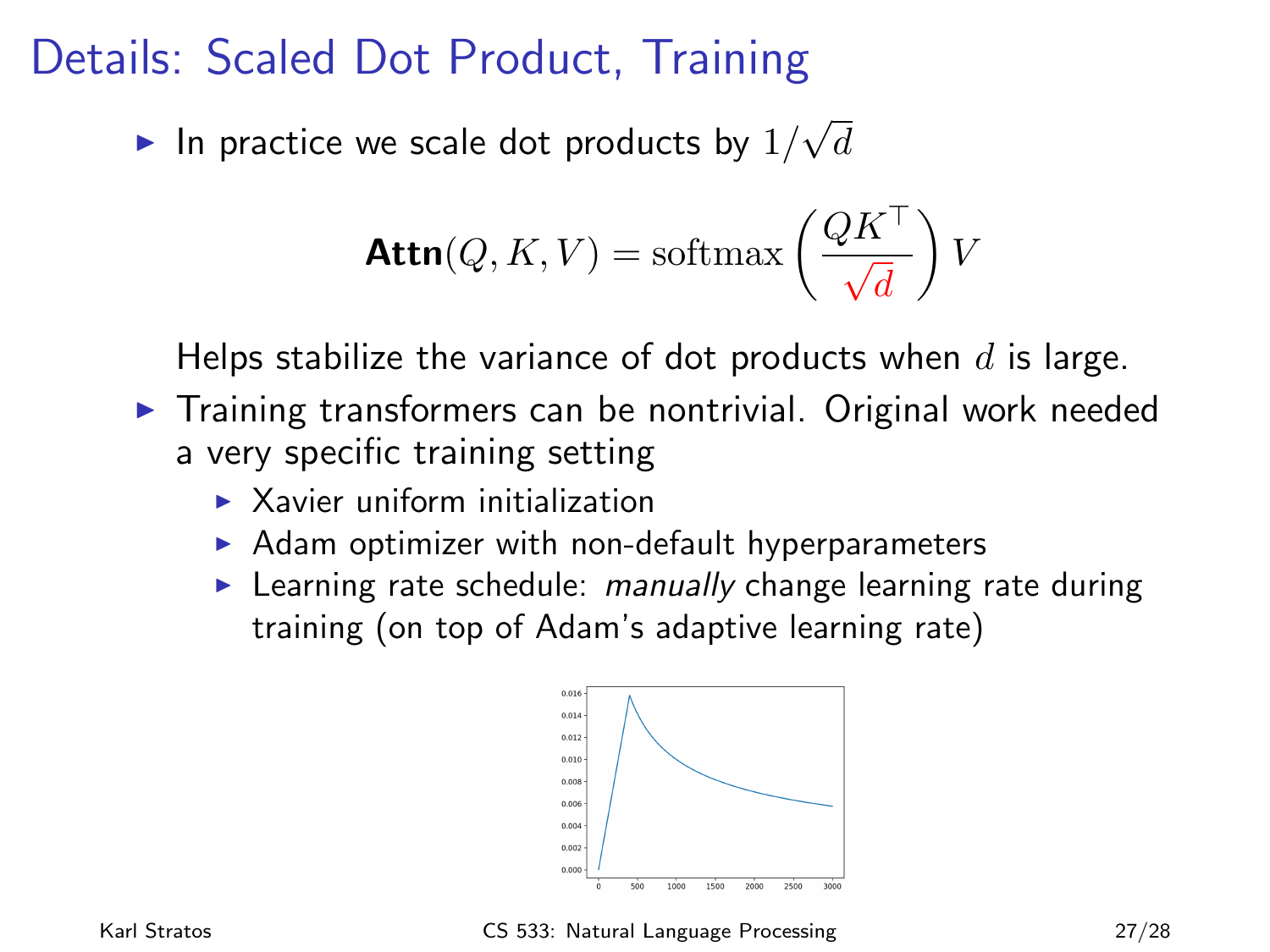# Details: Scaled Dot Product, Training

- In practice we scale dot products by $1/\sqrt{d}$

$$\textbf{Attn}(Q, K, V) = \text{softmax}\left(\frac{QK^\top}{\sqrt{d}}\right)V$$

  Helps stabilize the variance of dot products when $d$ is large.

- Training transformers can be nontrivial. Original work needed a very specific training setting
  - Xavier uniform initialization
  - Adam optimizer with non-default hyperparameters
  - Learning rate schedule: *manually* change learning rate during training (on top of Adam's adaptive learning rate)

0.016
0.014
0.012
0.010
0.008
0.006
0.004
0.002
0.000

0 500 1000 1500 2000 2500 3000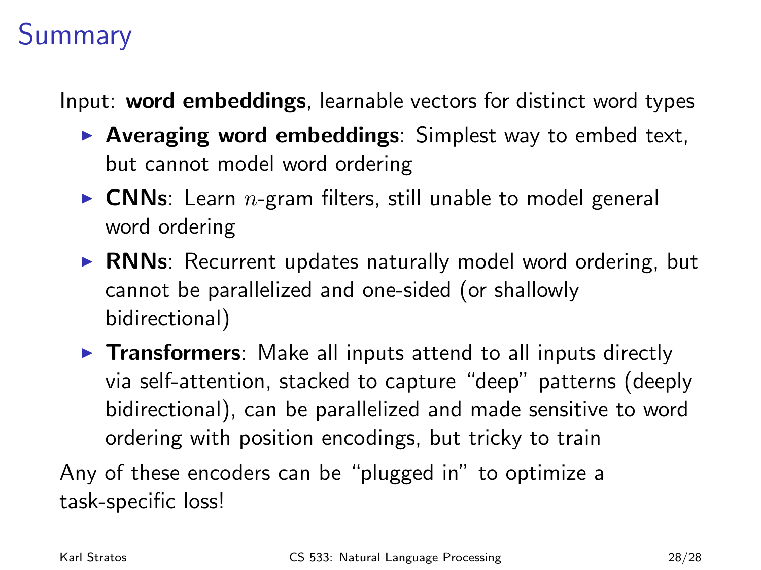# Summary

Input: **word embeddings**, learnable vectors for distinct word types

- **Averaging word embeddings**: Simplest way to embed text, but cannot model word ordering
- **CNNs**: Learn $n$-gram filters, still unable to model general word ordering
- **RNNs**: Recurrent updates naturally model word ordering, but cannot be parallelized and one-sided (or shallowly bidirectional)
- **Transformers**: Make all inputs attend to all inputs directly via self-attention, stacked to capture "deep" patterns (deeply bidirectional), can be parallelized and made sensitive to word ordering with position encodings, but tricky to train

Any of these encoders can be "plugged in" to optimize a task-specific loss!